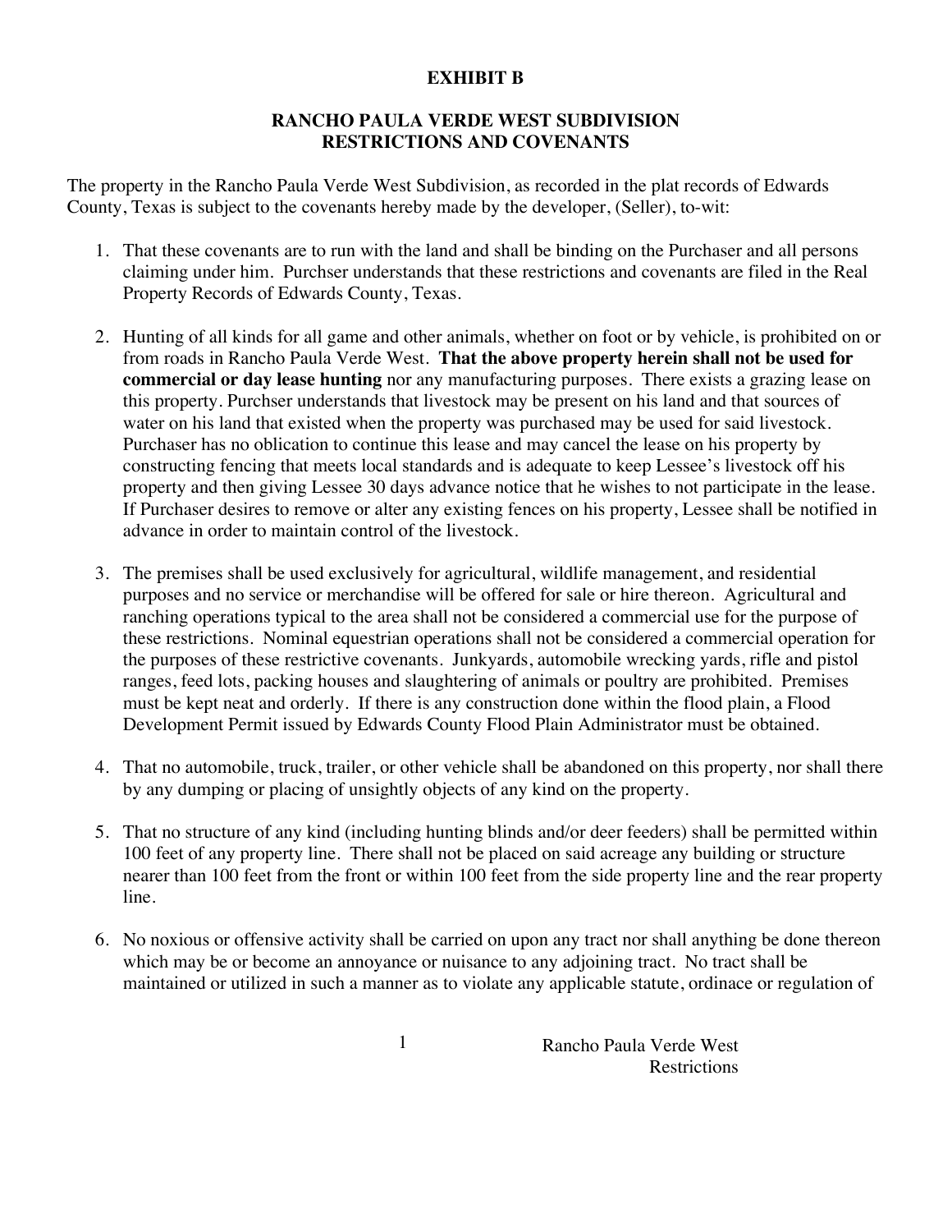**EXHIBIT B**

**RANCHO PAULA VERDE WEST SUBDIVISION RESTRICTIONS AND COVENANTS**

The property in the Rancho Paula Verde West Subdivision, as recorded in the plat records of Edwards County, Texas is subject to the covenants hereby made by the developer, (Seller), to-wit:

1. That these covenants are to run with the land and shall be binding on the Purchaser and all persons claiming under him. Purchser understands that these restrictions and covenants are filed in the Real Property Records of Edwards County, Texas.

2. Hunting of all kinds for all game and other animals, whether on foot or by vehicle, is prohibited on or from roads in Rancho Paula Verde West. **That the above property herein shall not be used for commercial or day lease hunting** nor any manufacturing purposes. There exists a grazing lease on this property. Purchser understands that livestock may be present on his land and that sources of water on his land that existed when the property was purchased may be used for said livestock. Purchaser has no oblication to continue this lease and may cancel the lease on his property by constructing fencing that meets local standards and is adequate to keep Lessee's livestock off his property and then giving Lessee 30 days advance notice that he wishes to not participate in the lease. If Purchaser desires to remove or alter any existing fences on his property, Lessee shall be notified in advance in order to maintain control of the livestock.

3. The premises shall be used exclusively for agricultural, wildlife management, and residential purposes and no service or merchandise will be offered for sale or hire thereon. Agricultural and ranching operations typical to the area shall not be considered a commercial use for the purpose of these restrictions. Nominal equestrian operations shall not be considered a commercial operation for the purposes of these restrictive covenants. Junkyards, automobile wrecking yards, rifle and pistol ranges, feed lots, packing houses and slaughtering of animals or poultry are prohibited. Premises must be kept neat and orderly. If there is any construction done within the flood plain, a Flood Development Permit issued by Edwards County Flood Plain Administrator must be obtained.

4. That no automobile, truck, trailer, or other vehicle shall be abandoned on this property, nor shall there by any dumping or placing of unsightly objects of any kind on the property.

5. That no structure of any kind (including hunting blinds and/or deer feeders) shall be permitted within 100 feet of any property line. There shall not be placed on said acreage any building or structure nearer than 100 feet from the front or within 100 feet from the side property line and the rear property line.

6. No noxious or offensive activity shall be carried on upon any tract nor shall anything be done thereon which may be or become an annoyance or nuisance to any adjoining tract. No tract shall be maintained or utilized in such a manner as to violate any applicable statute, ordinace or regulation of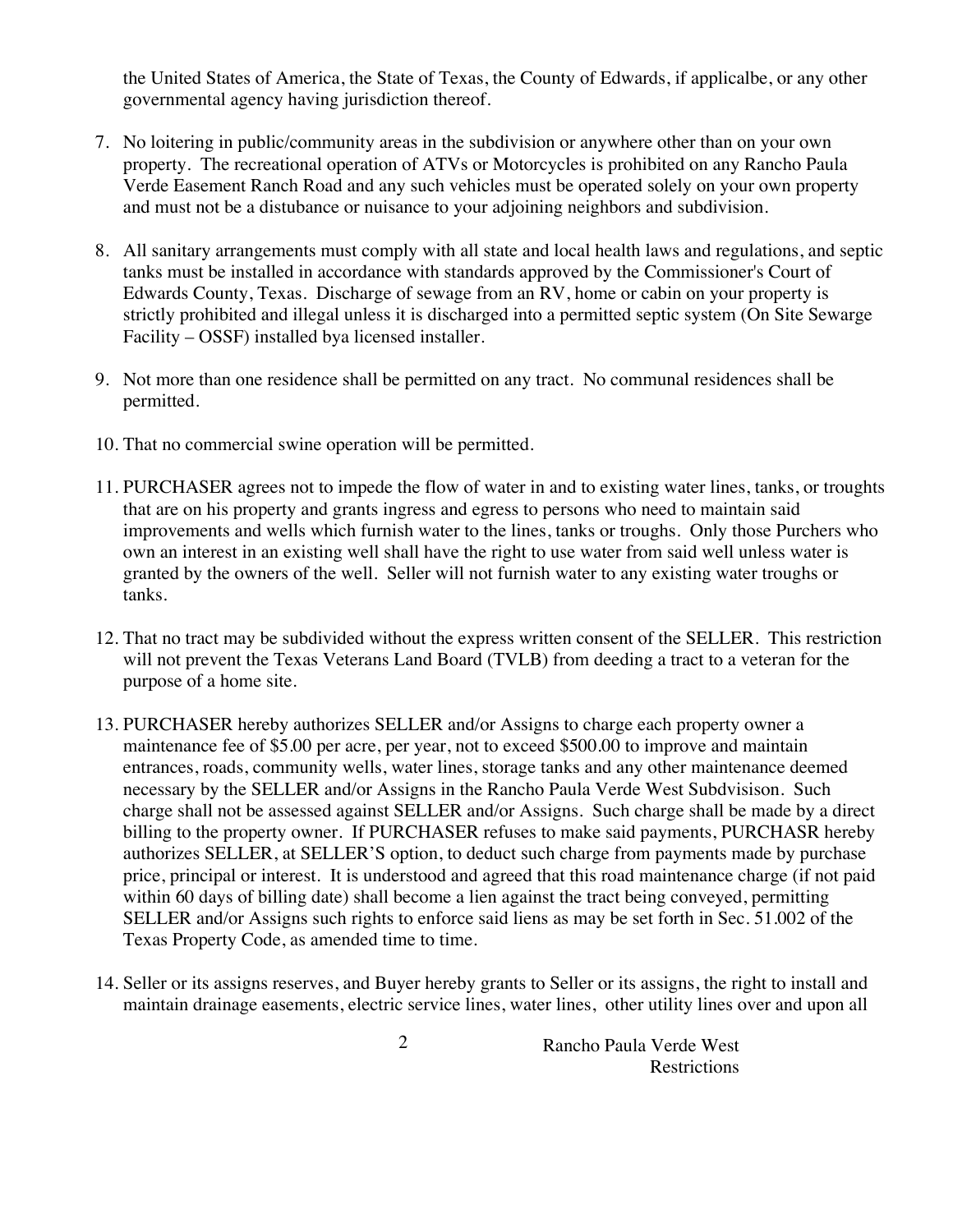the United States of America, the State of Texas, the County of Edwards, if applicalbe, or any other governmental agency having jurisdiction thereof.

7. No loitering in public/community areas in the subdivision or anywhere other than on your own property. The recreational operation of ATVs or Motorcycles is prohibited on any Rancho Paula Verde Easement Ranch Road and any such vehicles must be operated solely on your own property and must not be a distubance or nuisance to your adjoining neighbors and subdivision.

8. All sanitary arrangements must comply with all state and local health laws and regulations, and septic tanks must be installed in accordance with standards approved by the Commissioner's Court of Edwards County, Texas. Discharge of sewage from an RV, home or cabin on your property is strictly prohibited and illegal unless it is discharged into a permitted septic system (On Site Sewarge Facility – OSSF) installed bya licensed installer.

9. Not more than one residence shall be permitted on any tract. No communal residences shall be permitted.

10. That no commercial swine operation will be permitted.

11. PURCHASER agrees not to impede the flow of water in and to existing water lines, tanks, or troughts that are on his property and grants ingress and egress to persons who need to maintain said improvements and wells which furnish water to the lines, tanks or troughs. Only those Purchers who own an interest in an existing well shall have the right to use water from said well unless water is granted by the owners of the well. Seller will not furnish water to any existing water troughs or tanks.

12. That no tract may be subdivided without the express written consent of the SELLER. This restriction will not prevent the Texas Veterans Land Board (TVLB) from deeding a tract to a veteran for the purpose of a home site.

13. PURCHASER hereby authorizes SELLER and/or Assigns to charge each property owner a maintenance fee of $5.00 per acre, per year, not to exceed $500.00 to improve and maintain entrances, roads, community wells, water lines, storage tanks and any other maintenance deemed necessary by the SELLER and/or Assigns in the Rancho Paula Verde West Subdvisison. Such charge shall not be assessed against SELLER and/or Assigns. Such charge shall be made by a direct billing to the property owner. If PURCHASER refuses to make said payments, PURCHASR hereby authorizes SELLER, at SELLER'S option, to deduct such charge from payments made by purchase price, principal or interest. It is understood and agreed that this road maintenance charge (if not paid within 60 days of billing date) shall become a lien against the tract being conveyed, permitting SELLER and/or Assigns such rights to enforce said liens as may be set forth in Sec. 51.002 of the Texas Property Code, as amended time to time.

14. Seller or its assigns reserves, and Buyer hereby grants to Seller or its assigns, the right to install and maintain drainage easements, electric service lines, water lines, other utility lines over and upon all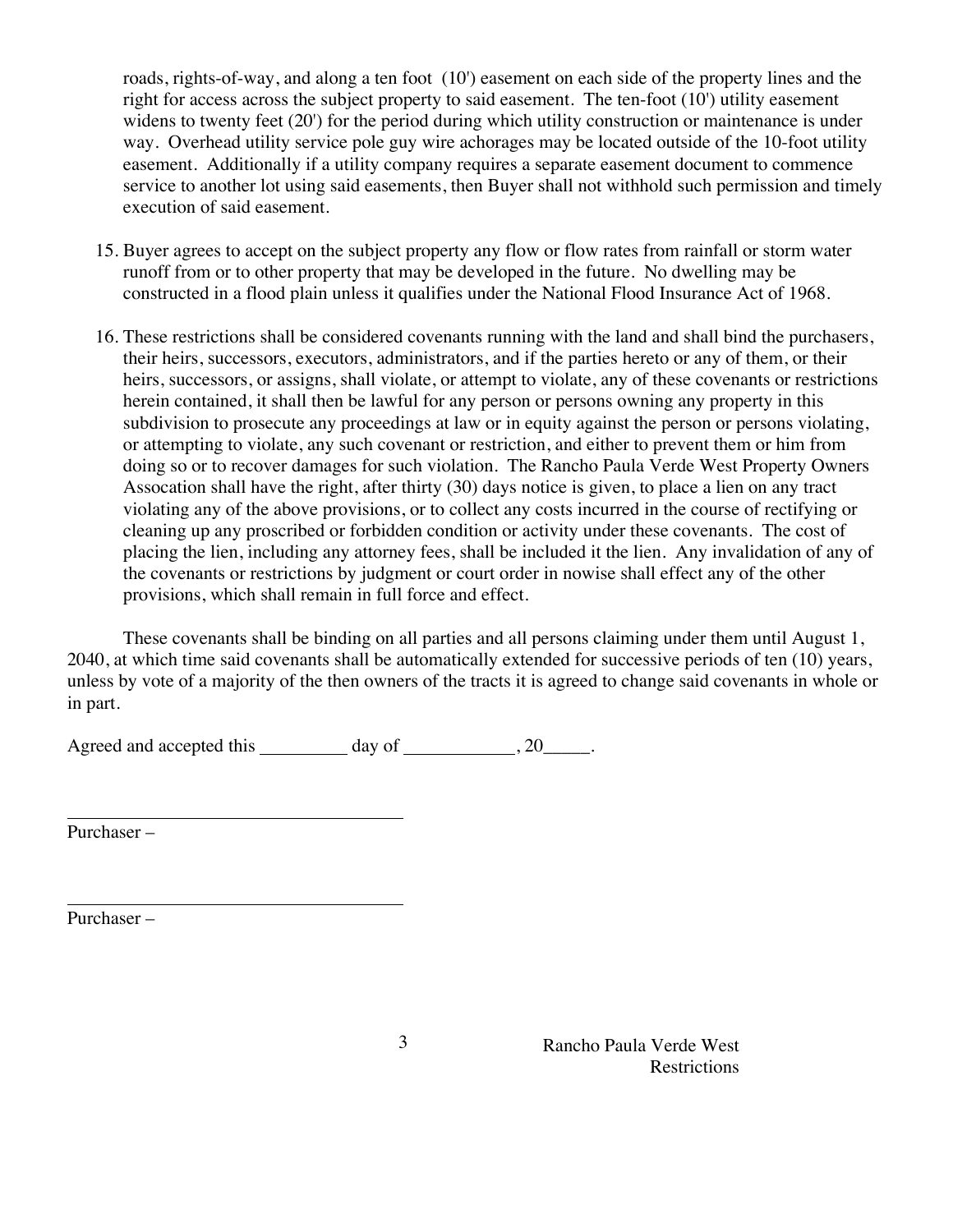roads, rights-of-way, and along a ten foot (10') easement on each side of the property lines and the right for access across the subject property to said easement. The ten-foot (10') utility easement widens to twenty feet (20') for the period during which utility construction or maintenance is under way. Overhead utility service pole guy wire achorages may be located outside of the 10-foot utility easement. Additionally if a utility company requires a separate easement document to commence service to another lot using said easements, then Buyer shall not withhold such permission and timely execution of said easement.

15. Buyer agrees to accept on the subject property any flow or flow rates from rainfall or storm water runoff from or to other property that may be developed in the future. No dwelling may be constructed in a flood plain unless it qualifies under the National Flood Insurance Act of 1968.

16. These restrictions shall be considered covenants running with the land and shall bind the purchasers, their heirs, successors, executors, administrators, and if the parties hereto or any of them, or their heirs, successors, or assigns, shall violate, or attempt to violate, any of these covenants or restrictions herein contained, it shall then be lawful for any person or persons owning any property in this subdivision to prosecute any proceedings at law or in equity against the person or persons violating, or attempting to violate, any such covenant or restriction, and either to prevent them or him from doing so or to recover damages for such violation. The Rancho Paula Verde West Property Owners Assocation shall have the right, after thirty (30) days notice is given, to place a lien on any tract violating any of the above provisions, or to collect any costs incurred in the course of rectifying or cleaning up any proscribed or forbidden condition or activity under these covenants. The cost of placing the lien, including any attorney fees, shall be included it the lien. Any invalidation of any of the covenants or restrictions by judgment or court order in nowise shall effect any of the other provisions, which shall remain in full force and effect.

These covenants shall be binding on all parties and all persons claiming under them until August 1, 2040, at which time said covenants shall be automatically extended for successive periods of ten (10) years, unless by vote of a majority of the then owners of the tracts it is agreed to change said covenants in whole or in part.

Agreed and accepted this __________ day of ____________, 20_____.

______________________________________
Purchaser –

______________________________________
Purchaser –